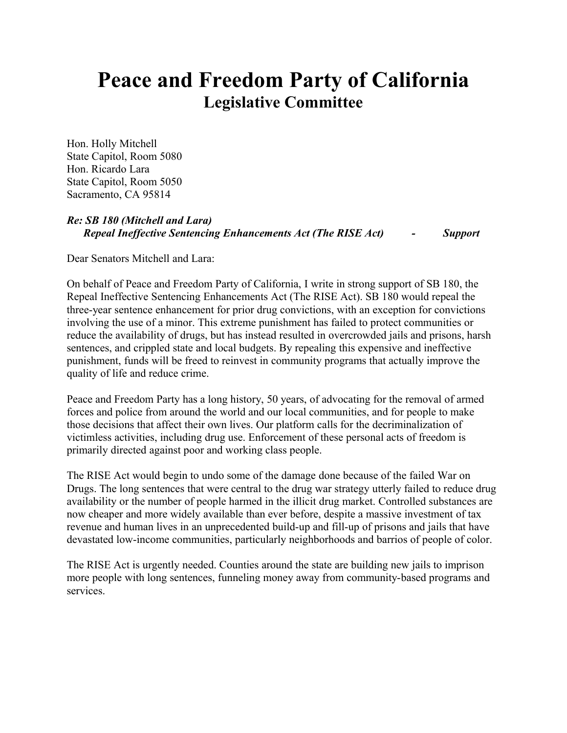# Peace and Freedom Party of California

## Legislative Committee

Hon. Holly Mitchell
State Capitol, Room 5080
Hon. Ricardo Lara
State Capitol, Room 5050
Sacramento, CA 95814

***Re: SB 180 (Mitchell and Lara)***
***Repeal Ineffective Sentencing Enhancements Act (The RISE Act) - Support***

Dear Senators Mitchell and Lara:

On behalf of Peace and Freedom Party of California, I write in strong support of SB 180, the Repeal Ineffective Sentencing Enhancements Act (The RISE Act). SB 180 would repeal the three-year sentence enhancement for prior drug convictions, with an exception for convictions involving the use of a minor. This extreme punishment has failed to protect communities or reduce the availability of drugs, but has instead resulted in overcrowded jails and prisons, harsh sentences, and crippled state and local budgets. By repealing this expensive and ineffective punishment, funds will be freed to reinvest in community programs that actually improve the quality of life and reduce crime.

Peace and Freedom Party has a long history, 50 years, of advocating for the removal of armed forces and police from around the world and our local communities, and for people to make those decisions that affect their own lives. Our platform calls for the decriminalization of victimless activities, including drug use. Enforcement of these personal acts of freedom is primarily directed against poor and working class people.

The RISE Act would begin to undo some of the damage done because of the failed War on Drugs. The long sentences that were central to the drug war strategy utterly failed to reduce drug availability or the number of people harmed in the illicit drug market. Controlled substances are now cheaper and more widely available than ever before, despite a massive investment of tax revenue and human lives in an unprecedented build-up and fill-up of prisons and jails that have devastated low-income communities, particularly neighborhoods and barrios of people of color.

The RISE Act is urgently needed. Counties around the state are building new jails to imprison more people with long sentences, funneling money away from community-based programs and services.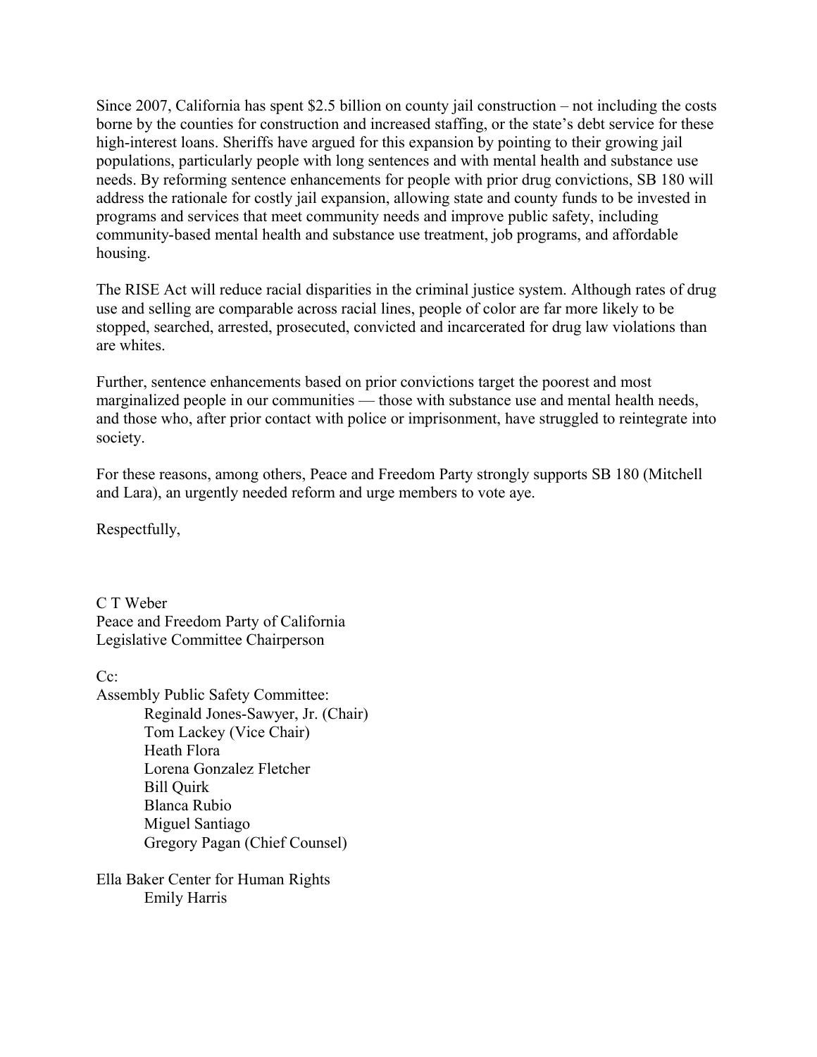Since 2007, California has spent $2.5 billion on county jail construction – not including the costs borne by the counties for construction and increased staffing, or the state's debt service for these high-interest loans. Sheriffs have argued for this expansion by pointing to their growing jail populations, particularly people with long sentences and with mental health and substance use needs. By reforming sentence enhancements for people with prior drug convictions, SB 180 will address the rationale for costly jail expansion, allowing state and county funds to be invested in programs and services that meet community needs and improve public safety, including community-based mental health and substance use treatment, job programs, and affordable housing.

The RISE Act will reduce racial disparities in the criminal justice system. Although rates of drug use and selling are comparable across racial lines, people of color are far more likely to be stopped, searched, arrested, prosecuted, convicted and incarcerated for drug law violations than are whites.

Further, sentence enhancements based on prior convictions target the poorest and most marginalized people in our communities — those with substance use and mental health needs, and those who, after prior contact with police or imprisonment, have struggled to reintegrate into society.

For these reasons, among others, Peace and Freedom Party strongly supports SB 180 (Mitchell and Lara), an urgently needed reform and urge members to vote aye.

Respectfully,

C T Weber  
Peace and Freedom Party of California  
Legislative Committee Chairperson

Cc:  
Assembly Public Safety Committee:  
Reginald Jones-Sawyer, Jr. (Chair)  
Tom Lackey (Vice Chair)  
Heath Flora  
Lorena Gonzalez Fletcher  
Bill Quirk  
Blanca Rubio  
Miguel Santiago  
Gregory Pagan (Chief Counsel)

Ella Baker Center for Human Rights  
Emily Harris